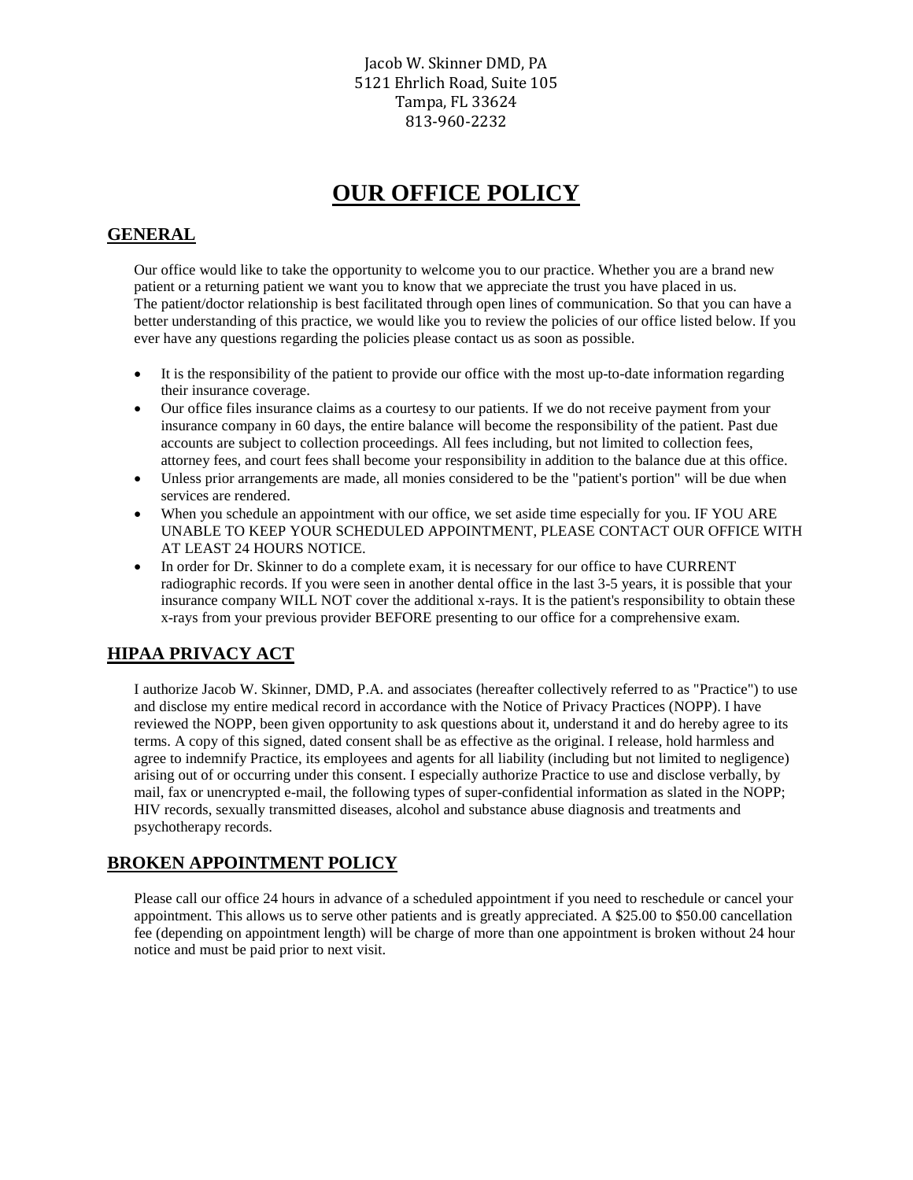Jacob W. Skinner DMD, PA
5121 Ehrlich Road, Suite 105
Tampa, FL 33624
813-960-2232

# OUR OFFICE POLICY

## GENERAL

Our office would like to take the opportunity to welcome you to our practice. Whether you are a brand new patient or a returning patient we want you to know that we appreciate the trust you have placed in us. The patient/doctor relationship is best facilitated through open lines of communication. So that you can have a better understanding of this practice, we would like you to review the policies of our office listed below. If you ever have any questions regarding the policies please contact us as soon as possible.

- It is the responsibility of the patient to provide our office with the most up-to-date information regarding their insurance coverage.
- Our office files insurance claims as a courtesy to our patients. If we do not receive payment from your insurance company in 60 days, the entire balance will become the responsibility of the patient. Past due accounts are subject to collection proceedings. All fees including, but not limited to collection fees, attorney fees, and court fees shall become your responsibility in addition to the balance due at this office.
- Unless prior arrangements are made, all monies considered to be the "patient's portion" will be due when services are rendered.
- When you schedule an appointment with our office, we set aside time especially for you. IF YOU ARE UNABLE TO KEEP YOUR SCHEDULED APPOINTMENT, PLEASE CONTACT OUR OFFICE WITH AT LEAST 24 HOURS NOTICE.
- In order for Dr. Skinner to do a complete exam, it is necessary for our office to have CURRENT radiographic records. If you were seen in another dental office in the last 3-5 years, it is possible that your insurance company WILL NOT cover the additional x-rays. It is the patient's responsibility to obtain these x-rays from your previous provider BEFORE presenting to our office for a comprehensive exam.

## HIPAA PRIVACY ACT

I authorize Jacob W. Skinner, DMD, P.A. and associates (hereafter collectively referred to as "Practice") to use and disclose my entire medical record in accordance with the Notice of Privacy Practices (NOPP). I have reviewed the NOPP, been given opportunity to ask questions about it, understand it and do hereby agree to its terms. A copy of this signed, dated consent shall be as effective as the original. I release, hold harmless and agree to indemnify Practice, its employees and agents for all liability (including but not limited to negligence) arising out of or occurring under this consent. I especially authorize Practice to use and disclose verbally, by mail, fax or unencrypted e-mail, the following types of super-confidential information as slated in the NOPP; HIV records, sexually transmitted diseases, alcohol and substance abuse diagnosis and treatments and psychotherapy records.

## BROKEN APPOINTMENT POLICY

Please call our office 24 hours in advance of a scheduled appointment if you need to reschedule or cancel your appointment. This allows us to serve other patients and is greatly appreciated. A $25.00 to $50.00 cancellation fee (depending on appointment length) will be charge of more than one appointment is broken without 24 hour notice and must be paid prior to next visit.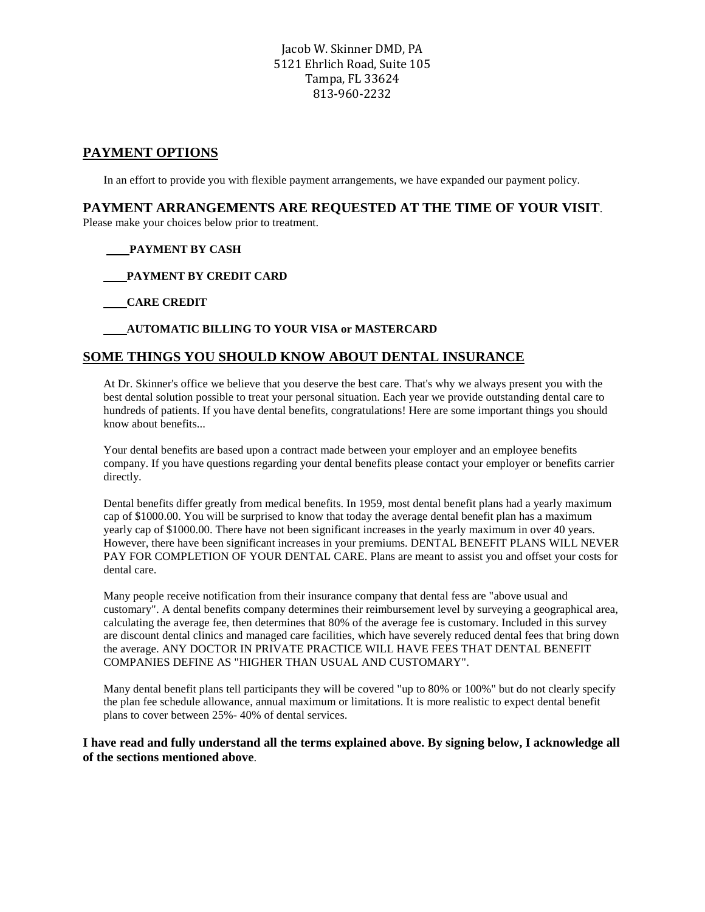Jacob W. Skinner DMD, PA
5121 Ehrlich Road, Suite 105
Tampa, FL 33624
813-960-2232

## PAYMENT OPTIONS

In an effort to provide you with flexible payment arrangements, we have expanded our payment policy.

## PAYMENT ARRANGEMENTS ARE REQUESTED AT THE TIME OF YOUR VISIT.

Please make your choices below prior to treatment.

____ **PAYMENT BY CASH**

____ **PAYMENT BY CREDIT CARD**

____ **CARE CREDIT**

____ **AUTOMATIC BILLING TO YOUR VISA or MASTERCARD**

## SOME THINGS YOU SHOULD KNOW ABOUT DENTAL INSURANCE

At Dr. Skinner's office we believe that you deserve the best care. That's why we always present you with the best dental solution possible to treat your personal situation. Each year we provide outstanding dental care to hundreds of patients. If you have dental benefits, congratulations! Here are some important things you should know about benefits...

Your dental benefits are based upon a contract made between your employer and an employee benefits company. If you have questions regarding your dental benefits please contact your employer or benefits carrier directly.

Dental benefits differ greatly from medical benefits. In 1959, most dental benefit plans had a yearly maximum cap of $1000.00. You will be surprised to know that today the average dental benefit plan has a maximum yearly cap of $1000.00. There have not been significant increases in the yearly maximum in over 40 years. However, there have been significant increases in your premiums. DENTAL BENEFIT PLANS WILL NEVER PAY FOR COMPLETION OF YOUR DENTAL CARE. Plans are meant to assist you and offset your costs for dental care.

Many people receive notification from their insurance company that dental fess are "above usual and customary". A dental benefits company determines their reimbursement level by surveying a geographical area, calculating the average fee, then determines that 80% of the average fee is customary. Included in this survey are discount dental clinics and managed care facilities, which have severely reduced dental fees that bring down the average. ANY DOCTOR IN PRIVATE PRACTICE WILL HAVE FEES THAT DENTAL BENEFIT COMPANIES DEFINE AS "HIGHER THAN USUAL AND CUSTOMARY".

Many dental benefit plans tell participants they will be covered "up to 80% or 100%" but do not clearly specify the plan fee schedule allowance, annual maximum or limitations. It is more realistic to expect dental benefit plans to cover between 25%- 40% of dental services.

**I have read and fully understand all the terms explained above. By signing below, I acknowledge all of the sections mentioned above**.